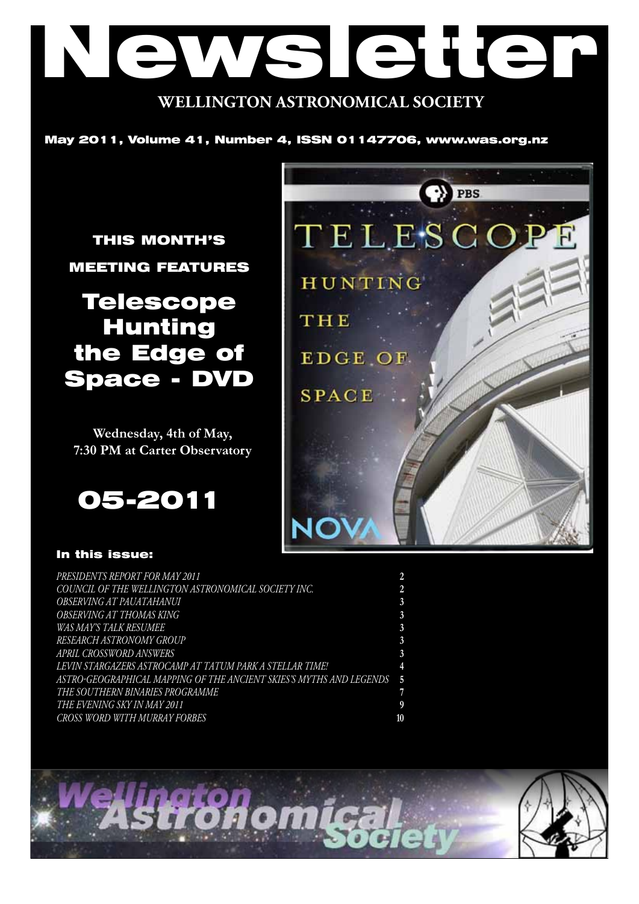# Newsletter

## WELLINGTON ASTRONOMICAL SOCIETY

**May 2011, Volume 41, Number 4, ISSN 01147706, www.was.org.nz**

### THIS MONTH'S MEETING FEATURES

## Telescope Hunting the Edge of Space - DVD

**Wednesday, 4th of May, 7:30 PM at Carter Observatory**

## 05-2011

### In this issue:

| | |
|---|---|
| *PRESIDENTS REPORT FOR MAY 2011* | 2 |
| *COUNCIL OF THE WELLINGTON ASTRONOMICAL SOCIETY INC.* | 2 |
| *OBSERVING AT PAUATAHANUI* | 3 |
| *OBSERVING AT THOMAS KING* | 3 |
| *WAS MAY'S TALK RESUMEE* | 3 |
| *RESEARCH ASTRONOMY GROUP* | 3 |
| *APRIL CROSSWORD ANSWERS* | 3 |
| *LEVIN STARGAZERS ASTROCAMP AT TATUM PARK A STELLAR TIME!* | 4 |
| *ASTRO-GEOGRAPHICAL MAPPING OF THE ANCIENT SKIES'S MYTHS AND LEGENDS* | 5 |
| *THE SOUTHERN BINARIES PROGRAMME* | 7 |
| *THE EVENING SKY IN MAY 2011* | 9 |
| *CROSS WORD WITH MURRAY FORBES* | 10 |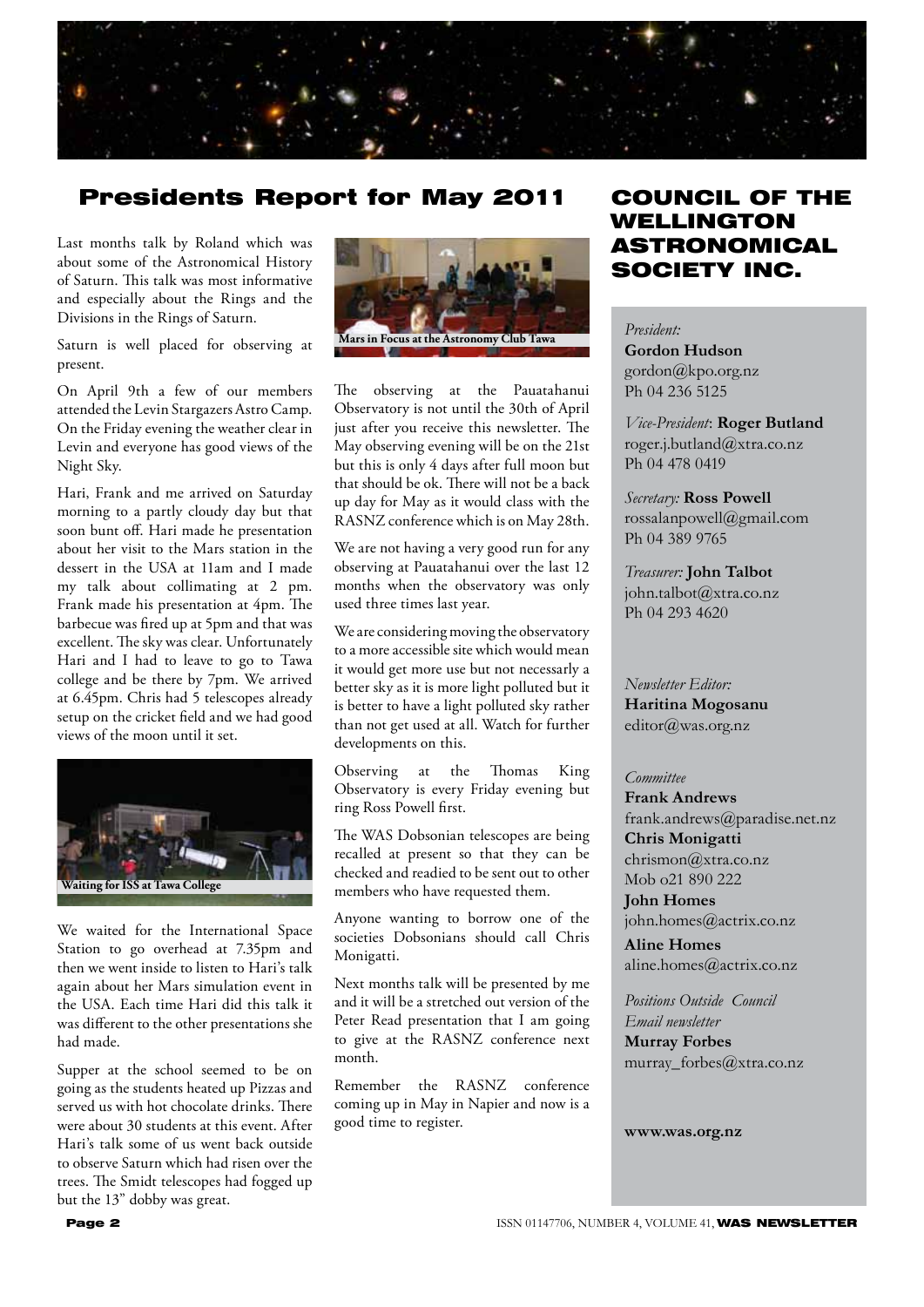# Presidents Report for May 2011

Last months talk by Roland which was about some of the Astronomical History of Saturn. This talk was most informative and especially about the Rings and the Divisions in the Rings of Saturn.

Saturn is well placed for observing at present.

On April 9th a few of our members attended the Levin Stargazers Astro Camp. On the Friday evening the weather clear in Levin and everyone has good views of the Night Sky.

Hari, Frank and me arrived on Saturday morning to a partly cloudy day but that soon bunt off. Hari made he presentation about her visit to the Mars station in the dessert in the USA at 11am and I made my talk about collimating at 2 pm. Frank made his presentation at 4pm. The barbecue was fired up at 5pm and that was excellent. The sky was clear. Unfortunately Hari and I had to leave to go to Tawa college and be there by 7pm. We arrived at 6.45pm. Chris had 5 telescopes already setup on the cricket field and we had good views of the moon until it set.

**Waiting for ISS at Tawa College**

We waited for the International Space Station to go overhead at 7.35pm and then we went inside to listen to Hari's talk again about her Mars simulation event in the USA. Each time Hari did this talk it was different to the other presentations she had made.

Supper at the school seemed to be on going as the students heated up Pizzas and served us with hot chocolate drinks. There were about 30 students at this event. After Hari's talk some of us went back outside to observe Saturn which had risen over the trees. The Smidt telescopes had fogged up but the 13" dobby was great.

**Mars in Focus at the Astronomy Club Tawa**

The observing at the Pauatahanui Observatory is not until the 30th of April just after you receive this newsletter. The May observing evening will be on the 21st but this is only 4 days after full moon but that should be ok. There will not be a back up day for May as it would class with the RASNZ conference which is on May 28th.

We are not having a very good run for any observing at Pauatahanui over the last 12 months when the observatory was only used three times last year.

We are considering moving the observatory to a more accessible site which would mean it would get more use but not necessarly a better sky as it is more light polluted but it is better to have a light polluted sky rather than not get used at all. Watch for further developments on this.

Observing at the Thomas King Observatory is every Friday evening but ring Ross Powell first.

The WAS Dobsonian telescopes are being recalled at present so that they can be checked and readied to be sent out to other members who have requested them.

Anyone wanting to borrow one of the societies Dobsonians should call Chris Monigatti.

Next months talk will be presented by me and it will be a stretched out version of the Peter Read presentation that I am going to give at the RASNZ conference next month.

Remember the RASNZ conference coming up in May in Napier and now is a good time to register.

## COUNCIL OF THE WELLINGTON ASTRONOMICAL SOCIETY INC.

*President:*
**Gordon Hudson**
gordon@kpo.org.nz
Ph 04 236 5125

*Vice-President*: **Roger Butland**
roger.j.butland@xtra.co.nz
Ph 04 478 0419

*Secretary:* **Ross Powell**
rossalanpowell@gmail.com
Ph 04 389 9765

*Treasurer:* **John Talbot**
john.talbot@xtra.co.nz
Ph 04 293 4620

*Newsletter Editor:*
**Haritina Mogosanu**
editor@was.org.nz

*Committee*
**Frank Andrews**
frank.andrews@paradise.net.nz
**Chris Monigatti**
chrismon@xtra.co.nz
Mob o21 890 222
**John Homes**
john.homes@actrix.co.nz
**Aline Homes**
aline.homes@actrix.co.nz

*Positions Outside Council*
*Email newsletter*
**Murray Forbes**
murray_forbes@xtra.co.nz

**www.was.org.nz**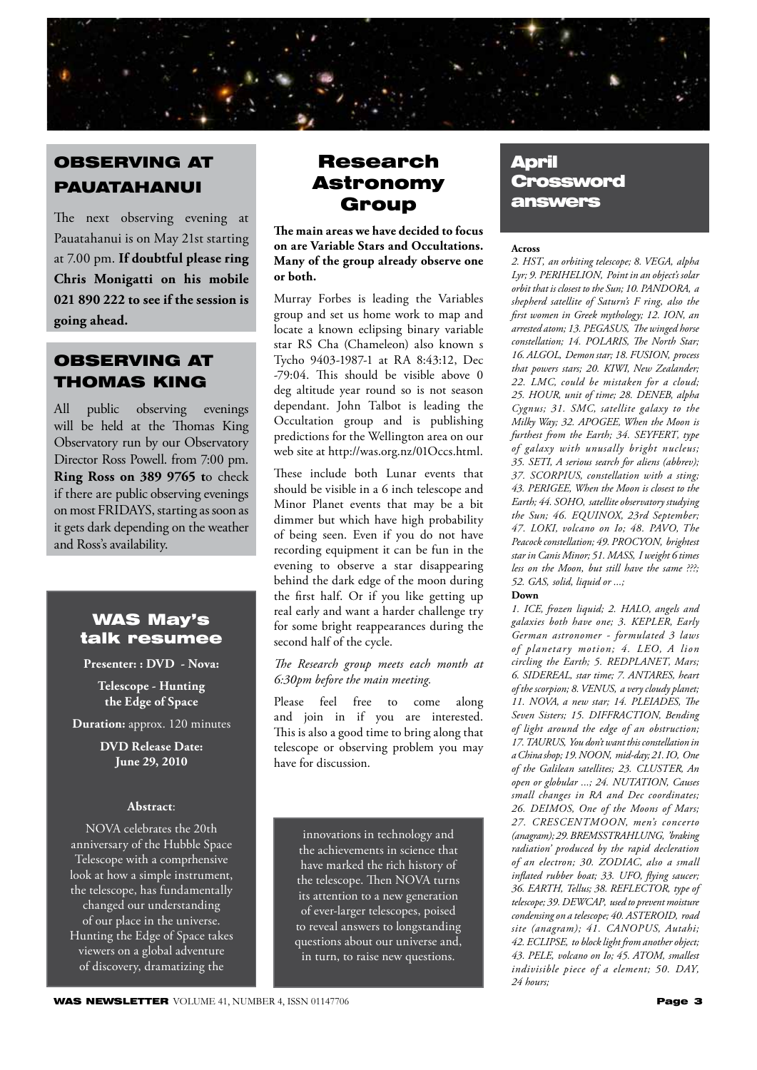## OBSERVING AT PAUATAHANUI

The next observing evening at Pauatahanui is on May 21st starting at 7.00 pm. **If doubtful please ring Chris Monigatti on his mobile 021 890 222 to see if the session is going ahead.**

## OBSERVING AT THOMAS KING

All public observing evenings will be held at the Thomas King Observatory run by our Observatory Director Ross Powell. from 7:00 pm. **Ring Ross on 389 9765 t**o check if there are public observing evenings on most FRIDAYS, starting as soon as it gets dark depending on the weather and Ross's availability.

## WAS May's talk resumee

**Presenter: : DVD - Nova:**

**Telescope - Hunting the Edge of Space**

**Duration:** approx. 120 minutes

**DVD Release Date: June 29, 2010**

**Abstract**:

NOVA celebrates the 20th anniversary of the Hubble Space Telescope with a comprhensive look at how a simple instrument, the telescope, has fundamentally changed our understanding of our place in the universe. Hunting the Edge of Space takes viewers on a global adventure of discovery, dramatizing the innovations in technology and the achievements in science that have marked the rich history of the telescope. Then NOVA turns its attention to a new generation of ever-larger telescopes, poised to reveal answers to longstanding questions about our universe and, in turn, to raise new questions.

## Research Astronomy Group

**The main areas we have decided to focus on are Variable Stars and Occultations. Many of the group already observe one or both.**

Murray Forbes is leading the Variables group and set us home work to map and locate a known eclipsing binary variable star RS Cha (Chameleon) also known s Tycho 9403-1987-1 at RA 8:43:12, Dec -79:04. This should be visible above 0 deg altitude year round so is not season dependant. John Talbot is leading the Occultation group and is publishing predictions for the Wellington area on our web site at http://was.org.nz/01Occs.html.

These include both Lunar events that should be visible in a 6 inch telescope and Minor Planet events that may be a bit dimmer but which have high probability of being seen. Even if you do not have recording equipment it can be fun in the evening to observe a star disappearing behind the dark edge of the moon during the first half. Or if you like getting up real early and want a harder challenge try for some bright reappearances during the second half of the cycle.

*The Research group meets each month at 6:30pm before the main meeting.*

Please feel free to come along and join in if you are interested. This is also a good time to bring along that telescope or observing problem you may have for discussion.

## April Crossword answers

**Across**

*2. HST, an orbiting telescope; 8. VEGA, alpha Lyr; 9. PERIHELION, Point in an object's solar orbit that is closest to the Sun; 10. PANDORA, a shepherd satellite of Saturn's F ring, also the first women in Greek mythology; 12. ION, an arrested atom; 13. PEGASUS, The winged horse constellation; 14. POLARIS, The North Star; 16. ALGOL, Demon star; 18. FUSION, process that powers stars; 20. KIWI, New Zealander; 22. LMC, could be mistaken for a cloud; 25. HOUR, unit of time; 28. DENEB, alpha Cygnus; 31. SMC, satellite galaxy to the Milky Way; 32. APOGEE, When the Moon is furthest from the Earth; 34. SEYFERT, type of galaxy with unusally bright nucleus; 35. SETI, A serious search for aliens (abbrev); 37. SCORPIUS, constellation with a sting; 43. PERIGEE, When the Moon is closest to the Earth; 44. SOHO, satellite observatory studying the Sun; 46. EQUINOX, 23rd September; 47. LOKI, volcano on Io; 48. PAVO, The Peacock constellation; 49. PROCYON, brightest star in Canis Minor; 51. MASS, I weight 6 times less on the Moon, but still have the same ???; 52. GAS, solid, liquid or ...;*

**Down**

*1. ICE, frozen liquid; 2. HALO, angels and galaxies both have one; 3. KEPLER, Early German astronomer - formulated 3 laws of planetary motion; 4. LEO, A lion circling the Earth; 5. REDPLANET, Mars; 6. SIDEREAL, star time; 7. ANTARES, heart of the scorpion; 8. VENUS, a very cloudy planet; 11. NOVA, a new star; 14. PLEIADES, The Seven Sisters; 15. DIFFRACTION, Bending of light around the edge of an obstruction; 17. TAURUS, You don't want this constellation in a China shop; 19. NOON, mid-day; 21. IO, One of the Galilean satellites; 23. CLUSTER, An open or globular ...; 24. NUTATION, Causes small changes in RA and Dec coordinates; 26. DEIMOS, One of the Moons of Mars; 27. CRESCENTMOON, men's concerto (anagram); 29. BREMSSTRAHLUNG, 'braking radiation' produced by the rapid decleration of an electron; 30. ZODIAC, also a small inflated rubber boat; 33. UFO, flying saucer; 36. EARTH, Tellus; 38. REFLECTOR, type of telescope; 39. DEWCAP, used to prevent moisture condensing on a telescope; 40. ASTEROID, road site (anagram); 41. CANOPUS, Autahi; 42. ECLIPSE, to block light from another object; 43. PELE, volcano on Io; 45. ATOM, smallest indivisible piece of a element; 50. DAY, 24 hours;*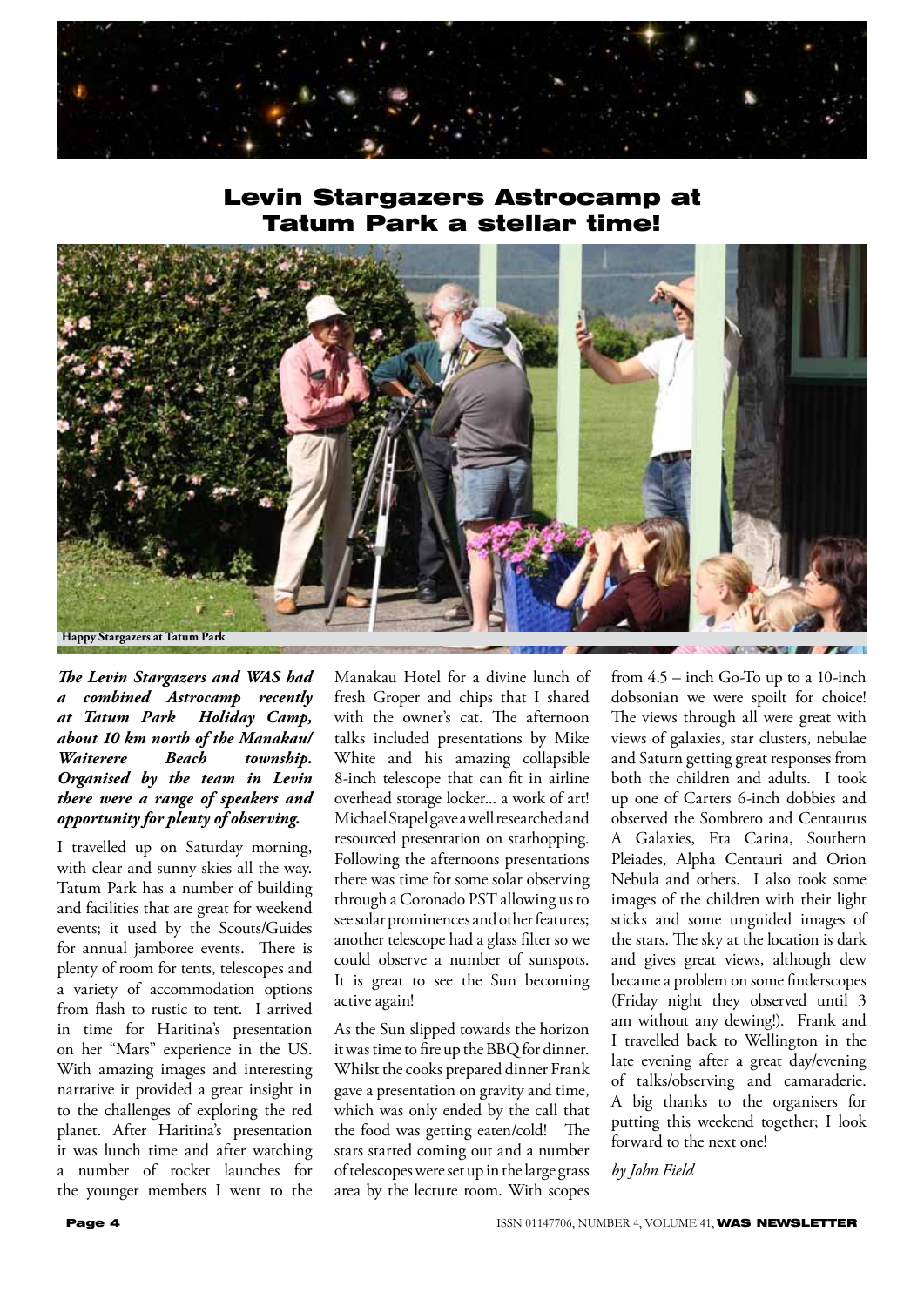# Levin Stargazers Astrocamp at Tatum Park a stellar time!

Happy Stargazers at Tatum Park

***The Levin Stargazers and WAS had a combined Astrocamp recently at Tatum Park Holiday Camp, about 10 km north of the Manakau/ Waiterere Beach township. Organised by the team in Levin there were a range of speakers and opportunity for plenty of observing.***

I travelled up on Saturday morning, with clear and sunny skies all the way. Tatum Park has a number of building and facilities that are great for weekend events; it used by the Scouts/Guides for annual jamboree events. There is plenty of room for tents, telescopes and a variety of accommodation options from flash to rustic to tent. I arrived in time for Haritina's presentation on her "Mars" experience in the US. With amazing images and interesting narrative it provided a great insight in to the challenges of exploring the red planet. After Haritina's presentation it was lunch time and after watching a number of rocket launches for the younger members I went to the Manakau Hotel for a divine lunch of fresh Groper and chips that I shared with the owner's cat. The afternoon talks included presentations by Mike White and his amazing collapsible 8-inch telescope that can fit in airline overhead storage locker... a work of art! Michael Stapel gave a well researched and resourced presentation on starhopping. Following the afternoons presentations there was time for some solar observing through a Coronado PST allowing us to see solar prominences and other features; another telescope had a glass filter so we could observe a number of sunspots. It is great to see the Sun becoming active again!

As the Sun slipped towards the horizon it was time to fire up the BBQ for dinner. Whilst the cooks prepared dinner Frank gave a presentation on gravity and time, which was only ended by the call that the food was getting eaten/cold! The stars started coming out and a number of telescopes were set up in the large grass area by the lecture room. With scopes from 4.5 – inch Go-To up to a 10-inch dobsonian we were spoilt for choice! The views through all were great with views of galaxies, star clusters, nebulae and Saturn getting great responses from both the children and adults. I took up one of Carters 6-inch dobbies and observed the Sombrero and Centaurus A Galaxies, Eta Carina, Southern Pleiades, Alpha Centauri and Orion Nebula and others. I also took some images of the children with their light sticks and some unguided images of the stars. The sky at the location is dark and gives great views, although dew became a problem on some finderscopes (Friday night they observed until 3 am without any dewing!). Frank and I travelled back to Wellington in the late evening after a great day/evening of talks/observing and camaraderie. A big thanks to the organisers for putting this weekend together; I look forward to the next one!

*by John Field*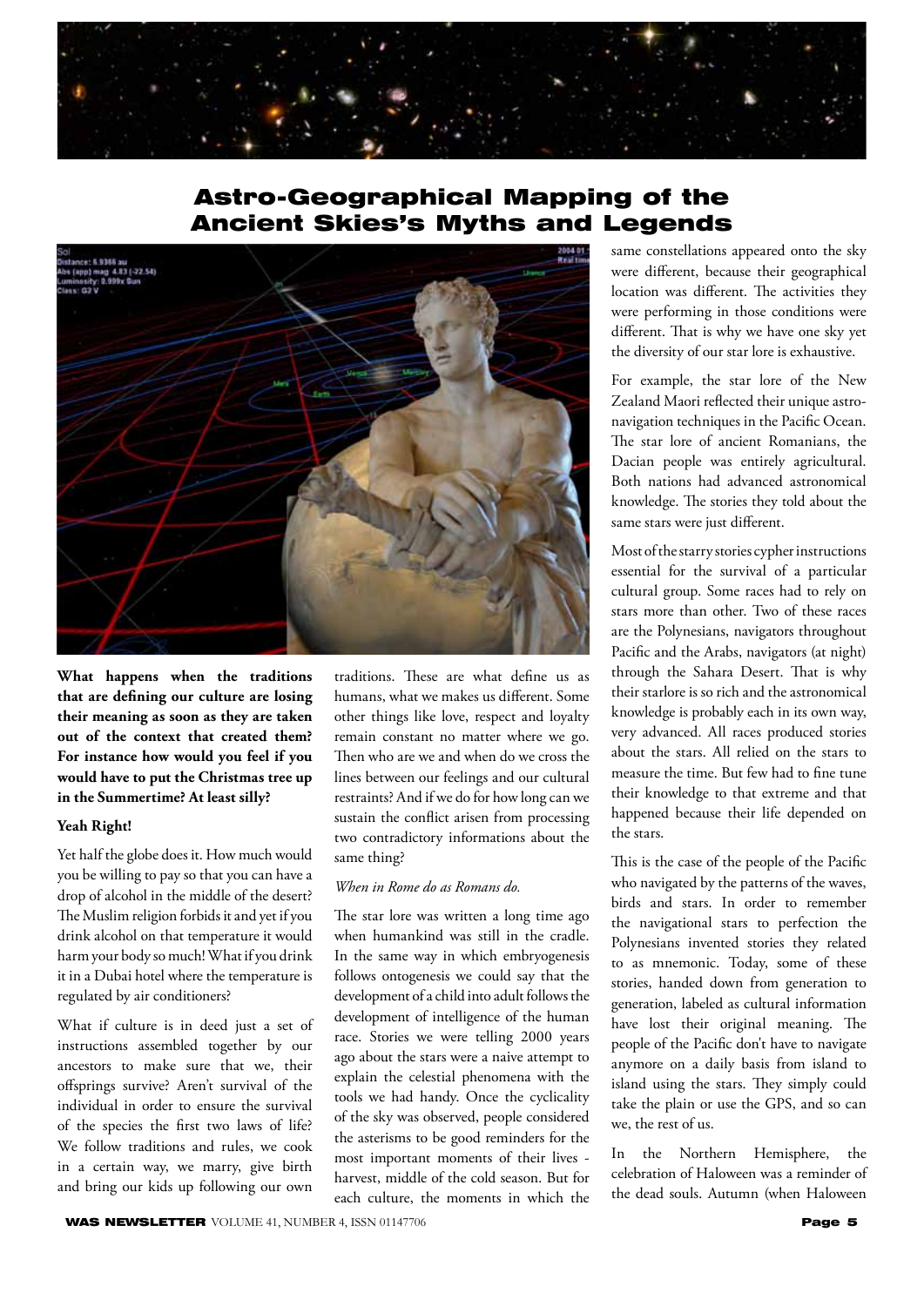# Astro-Geographical Mapping of the Ancient Skies's Myths and Legends

**What happens when the traditions that are defining our culture are losing their meaning as soon as they are taken out of the context that created them? For instance how would you feel if you would have to put the Christmas tree up in the Summertime? At least silly?**

**Yeah Right!**

Yet half the globe does it. How much would you be willing to pay so that you can have a drop of alcohol in the middle of the desert? The Muslim religion forbids it and yet if you drink alcohol on that temperature it would harm your body so much! What if you drink it in a Dubai hotel where the temperature is regulated by air conditioners?

What if culture is in deed just a set of instructions assembled together by our ancestors to make sure that we, their offsprings survive? Aren't survival of the individual in order to ensure the survival of the species the first two laws of life? We follow traditions and rules, we cook in a certain way, we marry, give birth and bring our kids up following our own traditions. These are what define us as humans, what we makes us different. Some other things like love, respect and loyalty remain constant no matter where we go. Then who are we and when do we cross the lines between our feelings and our cultural restraints? And if we do for how long can we sustain the conflict arisen from processing two contradictory informations about the same thing?

*When in Rome do as Romans do.*

The star lore was written a long time ago when humankind was still in the cradle. In the same way in which embryogenesis follows ontogenesis we could say that the development of a child into adult follows the development of intelligence of the human race. Stories we were telling 2000 years ago about the stars were a naive attempt to explain the celestial phenomena with the tools we had handy. Once the cyclicality of the sky was observed, people considered the asterisms to be good reminders for the most important moments of their lives - harvest, middle of the cold season. But for each culture, the moments in which the same constellations appeared onto the sky were different, because their geographical location was different. The activities they were performing in those conditions were different. That is why we have one sky yet the diversity of our star lore is exhaustive.

For example, the star lore of the New Zealand Maori reflected their unique astro-navigation techniques in the Pacific Ocean. The star lore of ancient Romanians, the Dacian people was entirely agricultural. Both nations had advanced astronomical knowledge. The stories they told about the same stars were just different.

Most of the starry stories cypher instructions essential for the survival of a particular cultural group. Some races had to rely on stars more than other. Two of these races are the Polynesians, navigators throughout Pacific and the Arabs, navigators (at night) through the Sahara Desert. That is why their starlore is so rich and the astronomical knowledge is probably each in its own way, very advanced. All races produced stories about the stars. All relied on the stars to measure the time. But few had to fine tune their knowledge to that extreme and that happened because their life depended on the stars.

This is the case of the people of the Pacific who navigated by the patterns of the waves, birds and stars. In order to remember the navigational stars to perfection the Polynesians invented stories they related to as mnemonic. Today, some of these stories, handed down from generation to generation, labeled as cultural information have lost their original meaning. The people of the Pacific don't have to navigate anymore on a daily basis from island to island using the stars. They simply could take the plain or use the GPS, and so can we, the rest of us.

In the Northern Hemisphere, the celebration of Haloween was a reminder of the dead souls. Autumn (when Haloween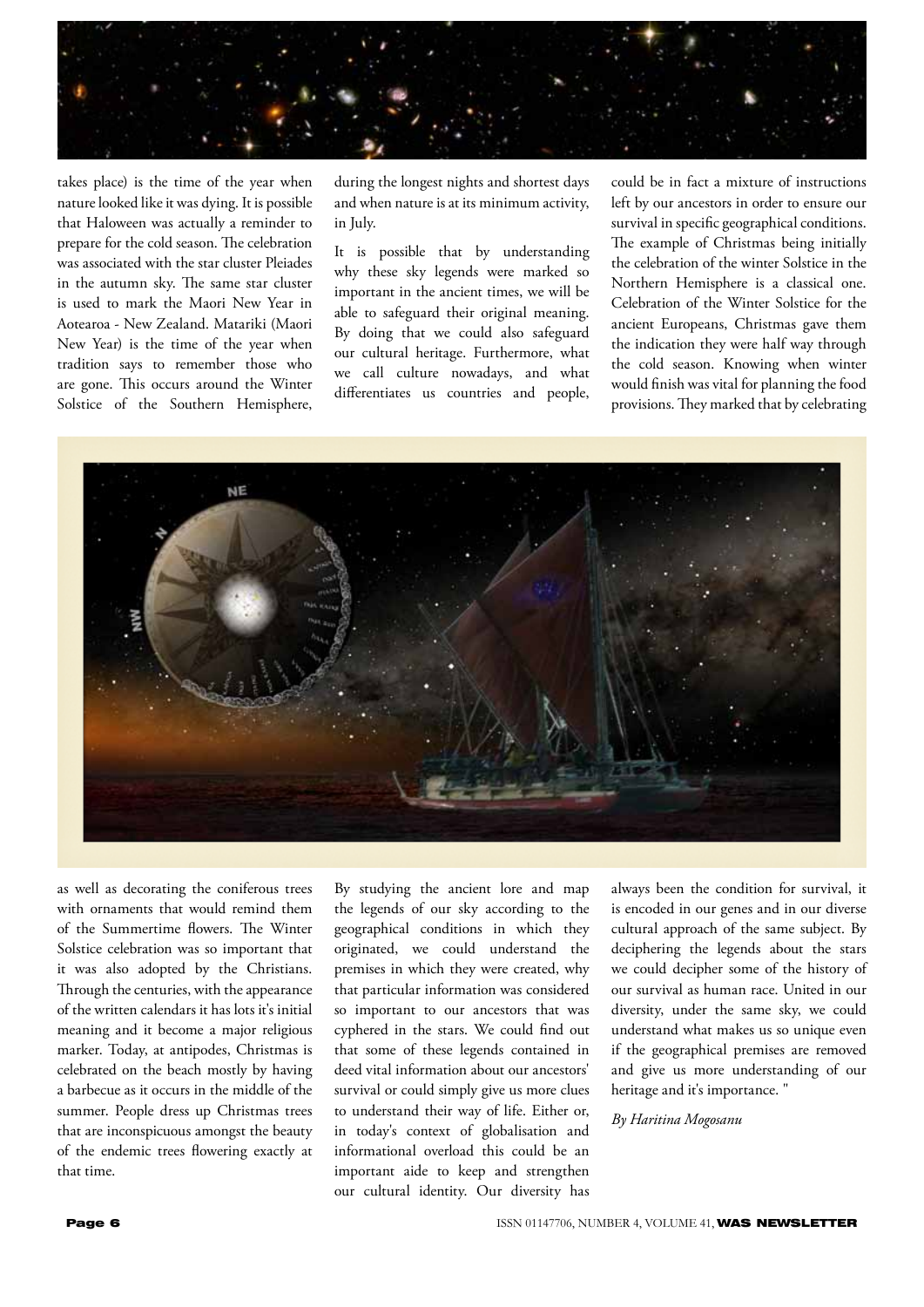takes place) is the time of the year when nature looked like it was dying. It is possible that Haloween was actually a reminder to prepare for the cold season. The celebration was associated with the star cluster Pleiades in the autumn sky. The same star cluster is used to mark the Maori New Year in Aotearoa - New Zealand. Matariki (Maori New Year) is the time of the year when tradition says to remember those who are gone. This occurs around the Winter Solstice of the Southern Hemisphere, during the longest nights and shortest days and when nature is at its minimum activity, in July.

It is possible that by understanding why these sky legends were marked so important in the ancient times, we will be able to safeguard their original meaning. By doing that we could also safeguard our cultural heritage. Furthermore, what we call culture nowadays, and what differentiates us countries and people, could be in fact a mixture of instructions left by our ancestors in order to ensure our survival in specific geographical conditions. The example of Christmas being initially the celebration of the winter Solstice in the Northern Hemisphere is a classical one. Celebration of the Winter Solstice for the ancient Europeans, Christmas gave them the indication they were half way through the cold season. Knowing when winter would finish was vital for planning the food provisions. They marked that by celebrating as well as decorating the coniferous trees with ornaments that would remind them of the Summertime flowers. The Winter Solstice celebration was so important that it was also adopted by the Christians. Through the centuries, with the appearance of the written calendars it has lots it's initial meaning and it become a major religious marker. Today, at antipodes, Christmas is celebrated on the beach mostly by having a barbecue as it occurs in the middle of the summer. People dress up Christmas trees that are inconspicuous amongst the beauty of the endemic trees flowering exactly at that time.

By studying the ancient lore and map the legends of our sky according to the geographical conditions in which they originated, we could understand the premises in which they were created, why that particular information was considered so important to our ancestors that was cyphered in the stars. We could find out that some of these legends contained in deed vital information about our ancestors' survival or could simply give us more clues to understand their way of life. Either or, in today's context of globalisation and informational overload this could be an important aide to keep and strengthen our cultural identity. Our diversity has always been the condition for survival, it is encoded in our genes and in our diverse cultural approach of the same subject. By deciphering the legends about the stars we could decipher some of the history of our survival as human race. United in our diversity, under the same sky, we could understand what makes us so unique even if the geographical premises are removed and give us more understanding of our heritage and it's importance. "

*By Haritina Mogosanu*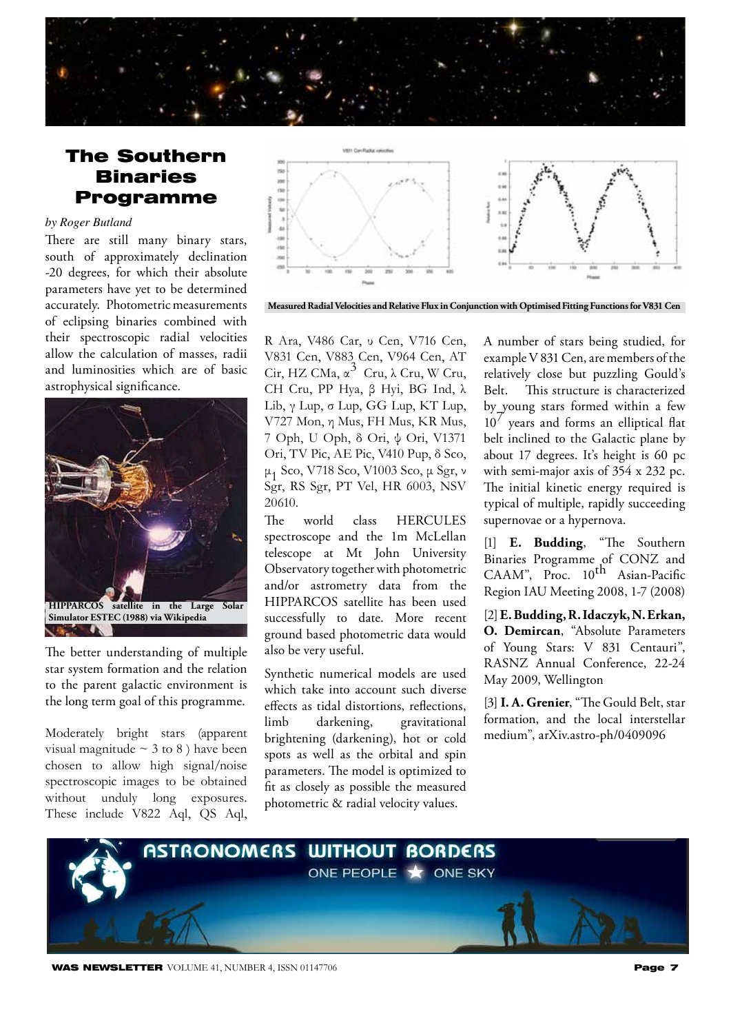# The Southern Binaries Programme

*by Roger Butland*

There are still many binary stars, south of approximately declination -20 degrees, for which their absolute parameters have yet to be determined accurately. Photometric measurements of eclipsing binaries combined with their spectroscopic radial velocities allow the calculation of masses, radii and luminosities which are of basic astrophysical significance.

**HIPPARCOS satellite in the Large Solar Simulator ESTEC (1988) via Wikipedia**

The better understanding of multiple star system formation and the relation to the parent galactic environment is the long term goal of this programme.

Moderately bright stars (apparent visual magnitude ~ 3 to 8 ) have been chosen to allow high signal/noise spectroscopic images to be obtained without unduly long exposures. These include V822 Aql, QS Aql, R Ara, V486 Car, υ Cen, V716 Cen, V831 Cen, V883 Cen, V964 Cen, AT Cir, HZ CMa, $\alpha^3$ Cru, λ Cru, W Cru, CH Cru, PP Hya, β Hyi, BG Ind, λ Lib, γ Lup, σ Lup, GG Lup, KT Lup, V727 Mon, η Mus, FH Mus, KR Mus, 7 Oph, U Oph, δ Ori, ψ Ori, V1371 Ori, TV Pic, AE Pic, V410 Pup, δ Sco, $\mu_1$ Sco, V718 Sco, V1003 Sco, μ Sgr, ν Sgr, RS Sgr, PT Vel, HR 6003, NSV 20610.

**Measured Radial Velocities and Relative Flux in Conjunction with Optimised Fitting Functions for V831 Cen**

The world class HERCULES spectroscope and the 1m McLellan telescope at Mt John University Observatory together with photometric and/or astrometry data from the HIPPARCOS satellite has been used successfully to date. More recent ground based photometric data would also be very useful.

Synthetic numerical models are used which take into account such diverse effects as tidal distortions, reflections, limb darkening, gravitational brightening (darkening), hot or cold spots as well as the orbital and spin parameters. The model is optimized to fit as closely as possible the measured photometric & radial velocity values.

A number of stars being studied, for example V 831 Cen, are members of the relatively close but puzzling Gould's Belt. This structure is characterized by young stars formed within a few $10^7$ years and forms an elliptical flat belt inclined to the Galactic plane by about 17 degrees. It's height is 60 pc with semi-major axis of 354 x 232 pc. The initial kinetic energy required is typical of multiple, rapidly succeeding supernovae or a hypernova.

[1] **E. Budding**, "The Southern Binaries Programme of CONZ and CAAM", Proc. 10th Asian-Pacific Region IAU Meeting 2008, 1-7 (2008)

[2] **E. Budding, R. Idaczyk, N. Erkan, O. Demircan**, "Absolute Parameters of Young Stars: V 831 Centauri", RASNZ Annual Conference, 22-24 May 2009, Wellington

[3] **I. A. Grenier**, "The Gould Belt, star formation, and the local interstellar medium", arXiv.astro-ph/0409096

ASTRONOMERS WITHOUT BORDERS

ONE PEOPLE ★ ONE SKY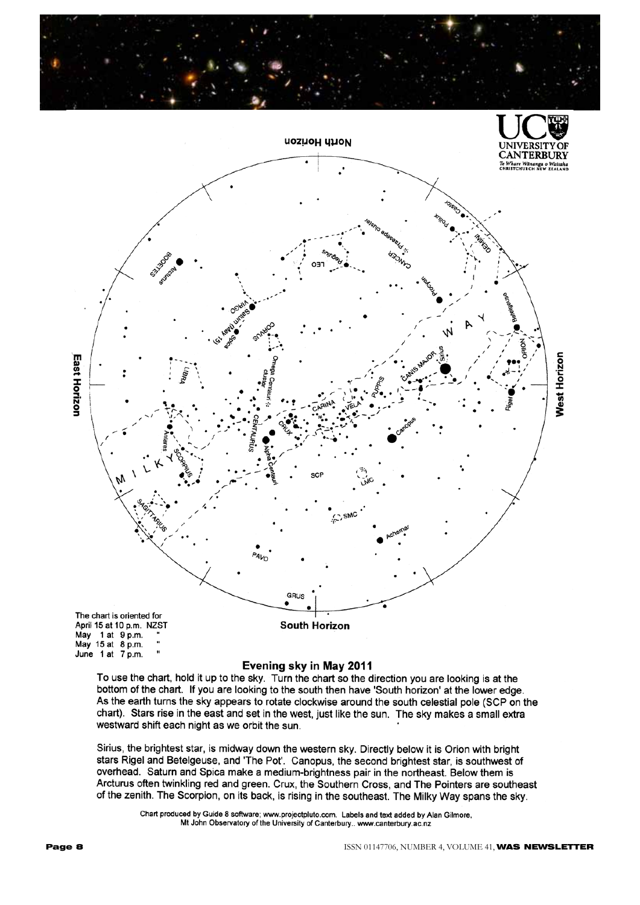The chart is oriented for
April 15 at 10 p.m. NZST
May 1 at 9 p.m. "
May 15 at 8 p.m. "
June 1 at 7 p.m. "

## Evening sky in May 2011

To use the chart, hold it up to the sky. Turn the chart so the direction you are looking is at the bottom of the chart. If you are looking to the south then have 'South horizon' at the lower edge. As the earth turns the sky appears to rotate clockwise around the south celestial pole (SCP on the chart). Stars rise in the east and set in the west, just like the sun. The sky makes a small extra westward shift each night as we orbit the sun.

Sirius, the brightest star, is midway down the western sky. Directly below it is Orion with bright stars Rigel and Betelgeuse, and 'The Pot'. Canopus, the second brightest star, is southwest of overhead. Saturn and Spica make a medium-brightness pair in the northeast. Below them is Arcturus often twinkling red and green. Crux, the Southern Cross, and The Pointers are southeast of the zenith. The Scorpion, on its back, is rising in the southeast. The Milky Way spans the sky.

Chart produced by Guide 8 software; www.projectpluto.com. Labels and text added by Alan Gilmore, Mt John Observatory of the University of Canterbury.. www.canterbury.ac.nz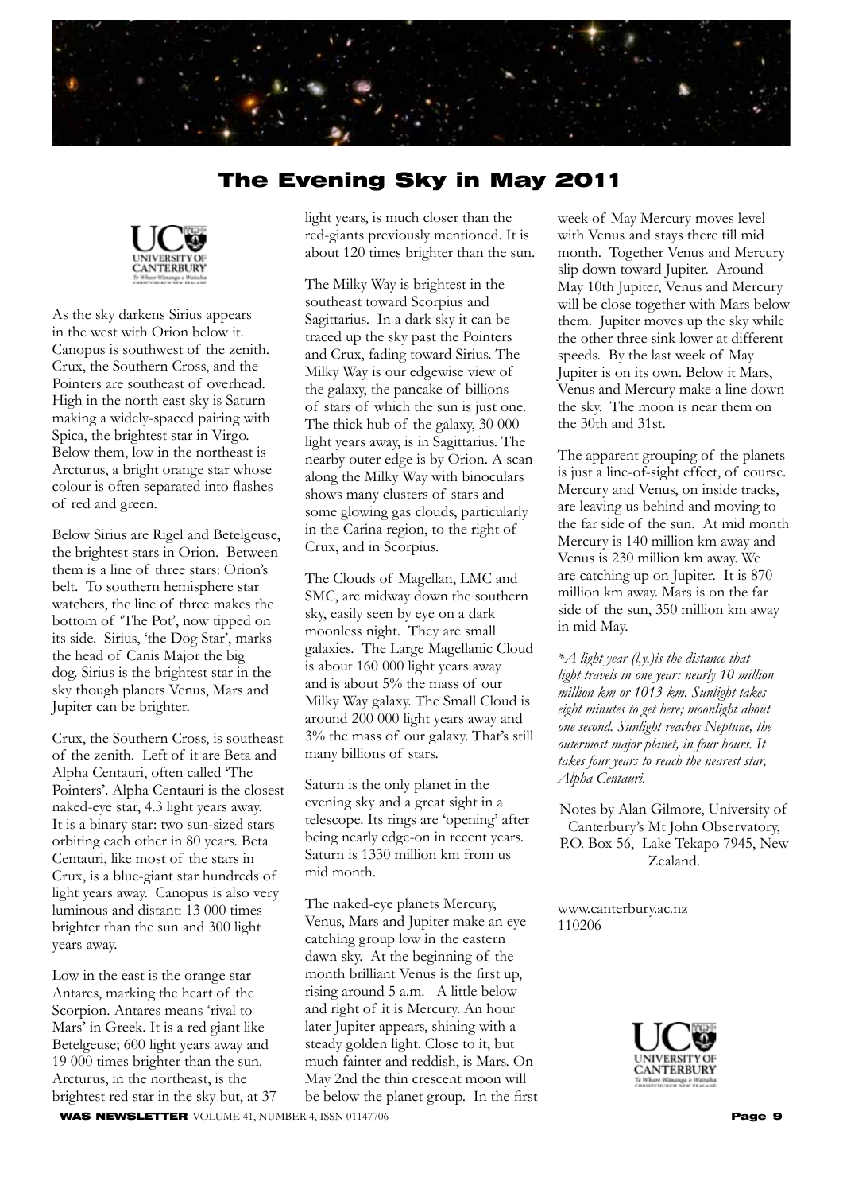# The Evening Sky in May 2011

As the sky darkens Sirius appears in the west with Orion below it. Canopus is southwest of the zenith. Crux, the Southern Cross, and the Pointers are southeast of overhead. High in the north east sky is Saturn making a widely-spaced pairing with Spica, the brightest star in Virgo. Below them, low in the northeast is Arcturus, a bright orange star whose colour is often separated into flashes of red and green.

Below Sirius are Rigel and Betelgeuse, the brightest stars in Orion. Between them is a line of three stars: Orion's belt. To southern hemisphere star watchers, the line of three makes the bottom of 'The Pot', now tipped on its side. Sirius, 'the Dog Star', marks the head of Canis Major the big dog. Sirius is the brightest star in the sky though planets Venus, Mars and Jupiter can be brighter.

Crux, the Southern Cross, is southeast of the zenith. Left of it are Beta and Alpha Centauri, often called 'The Pointers'. Alpha Centauri is the closest naked-eye star, 4.3 light years away. It is a binary star: two sun-sized stars orbiting each other in 80 years. Beta Centauri, like most of the stars in Crux, is a blue-giant star hundreds of light years away. Canopus is also very luminous and distant: 13 000 times brighter than the sun and 300 light years away.

Low in the east is the orange star Antares, marking the heart of the Scorpion. Antares means 'rival to Mars' in Greek. It is a red giant like Betelgeuse; 600 light years away and 19 000 times brighter than the sun. Arcturus, in the northeast, is the brightest red star in the sky but, at 37 light years, is much closer than the red-giants previously mentioned. It is about 120 times brighter than the sun.

The Milky Way is brightest in the southeast toward Scorpius and Sagittarius. In a dark sky it can be traced up the sky past the Pointers and Crux, fading toward Sirius. The Milky Way is our edgewise view of the galaxy, the pancake of billions of stars of which the sun is just one. The thick hub of the galaxy, 30 000 light years away, is in Sagittarius. The nearby outer edge is by Orion. A scan along the Milky Way with binoculars shows many clusters of stars and some glowing gas clouds, particularly in the Carina region, to the right of Crux, and in Scorpius.

The Clouds of Magellan, LMC and SMC, are midway down the southern sky, easily seen by eye on a dark moonless night. They are small galaxies. The Large Magellanic Cloud is about 160 000 light years away and is about 5% the mass of our Milky Way galaxy. The Small Cloud is around 200 000 light years away and 3% the mass of our galaxy. That's still many billions of stars.

Saturn is the only planet in the evening sky and a great sight in a telescope. Its rings are 'opening' after being nearly edge-on in recent years. Saturn is 1330 million km from us mid month.

The naked-eye planets Mercury, Venus, Mars and Jupiter make an eye catching group low in the eastern dawn sky. At the beginning of the month brilliant Venus is the first up, rising around 5 a.m. A little below and right of it is Mercury. An hour later Jupiter appears, shining with a steady golden light. Close to it, but much fainter and reddish, is Mars. On May 2nd the thin crescent moon will be below the planet group. In the first week of May Mercury moves level with Venus and stays there till mid month. Together Venus and Mercury slip down toward Jupiter. Around May 10th Jupiter, Venus and Mercury will be close together with Mars below them. Jupiter moves up the sky while the other three sink lower at different speeds. By the last week of May Jupiter is on its own. Below it Mars, Venus and Mercury make a line down the sky. The moon is near them on the 30th and 31st.

The apparent grouping of the planets is just a line-of-sight effect, of course. Mercury and Venus, on inside tracks, are leaving us behind and moving to the far side of the sun. At mid month Mercury is 140 million km away and Venus is 230 million km away. We are catching up on Jupiter. It is 870 million km away. Mars is on the far side of the sun, 350 million km away in mid May.

*\*A light year (l.y.)is the distance that light travels in one year: nearly 10 million million km or 1013 km. Sunlight takes eight minutes to get here; moonlight about one second. Sunlight reaches Neptune, the outermost major planet, in four hours. It takes four years to reach the nearest star, Alpha Centauri.*

Notes by Alan Gilmore, University of Canterbury's Mt John Observatory, P.O. Box 56, Lake Tekapo 7945, New Zealand.

www.canterbury.ac.nz
110206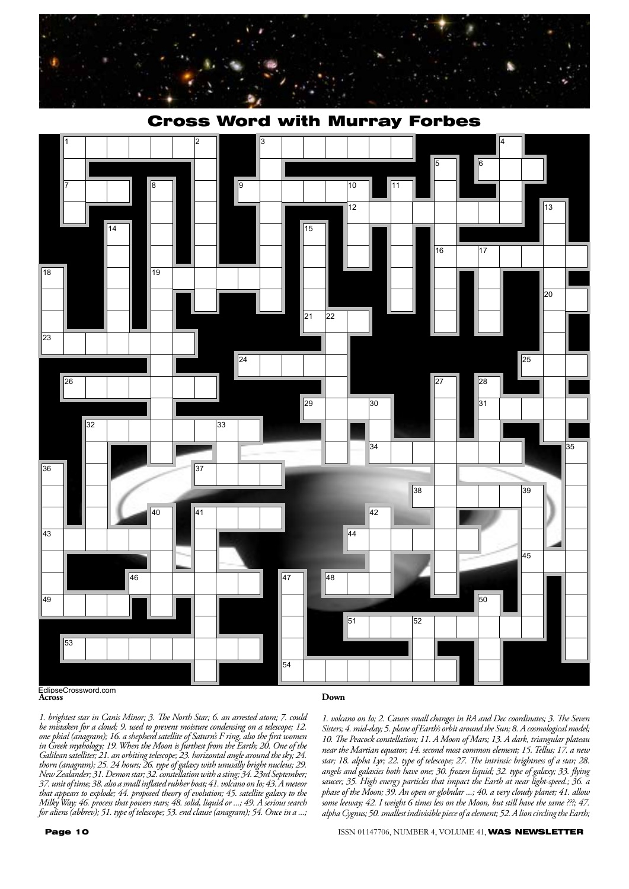# Cross Word with Murray Forbes

EclipseCrossword.com

**Across**

*1. brightest star in Canis Minor; 3. The North Star; 6. an arrested atom; 7. could be mistaken for a cloud; 9. used to prevent moisture condensing on a telescope; 12. one phial (anagram); 16. a shepherd satellite of Saturn's F ring, also the first women in Greek mythology; 19. When the Moon is furthest from the Earth; 20. One of the Galilean satellites; 21. an orbiting telescope; 23. horizontal angle around the sky; 24. thorn (anagram); 25. 24 hours; 26. type of galaxy with unusally bright nucleus; 29. New Zealander; 31. Demon star; 32. constellation with a sting; 34. 23rd September; 37. unit of time; 38. also a small inflated rubber boat; 41. volcano on Io; 43. A meteor that appears to explode; 44. proposed theory of evolution; 45. satellite galaxy to the Milky Way; 46. process that powers stars; 48. solid, liquid or ...; 49. A serious search for aliens (abbrev); 51. type of telescope; 53. end clause (anagram); 54. Once in a ...;*

**Down**

*1. volcano on Io; 2. Causes small changes in RA and Dec coordinates; 3. The Seven Sisters; 4. mid-day; 5. plane of Earth's orbit around the Sun; 8. A cosmological model; 10. The Peacock constellation; 11. A Moon of Mars; 13. A dark, triangular plateau near the Martian equator; 14. second most common element; 15. Tellus; 17. a new star; 18. alpha Lyr; 22. type of telescope; 27. The intrinsic brightness of a star; 28. angels and galaxies both have one; 30. frozen liquid; 32. type of galaxy; 33. flying saucer; 35. High energy particles that impact the Earth at near light-speed.; 36. a phase of the Moon; 39. An open or globular ...; 40. a very cloudy planet; 41. allow some leeway; 42. I weight 6 times less on the Moon, but still have the same ???; 47. alpha Cygnus; 50. smallest indivisible piece of a element; 52. A lion circling the Earth;*